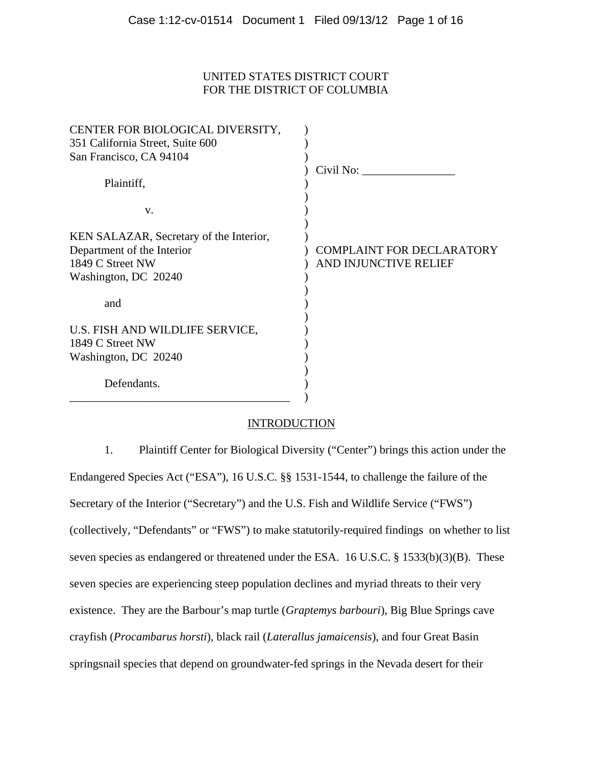UNITED STATES DISTRICT COURT
FOR THE DISTRICT OF COLUMBIA

| | |
|---|---|
| CENTER FOR BIOLOGICAL DIVERSITY,<br>351 California Street, Suite 600<br>San Francisco, CA 94104<br><br>Plaintiff,<br><br>v.<br><br>KEN SALAZAR, Secretary of the Interior,<br>Department of the Interior<br>1849 C Street NW<br>Washington, DC 20240<br><br>and<br><br>U.S. FISH AND WILDLIFE SERVICE,<br>1849 C Street NW<br>Washington, DC 20240<br><br>Defendants. | Civil No: ________________<br><br>COMPLAINT FOR DECLARATORY AND INJUNCTIVE RELIEF |

## INTRODUCTION

1. Plaintiff Center for Biological Diversity ("Center") brings this action under the Endangered Species Act ("ESA"), 16 U.S.C. §§ 1531-1544, to challenge the failure of the Secretary of the Interior ("Secretary") and the U.S. Fish and Wildlife Service ("FWS") (collectively, "Defendants" or "FWS") to make statutorily-required findings on whether to list seven species as endangered or threatened under the ESA. 16 U.S.C. § 1533(b)(3)(B). These seven species are experiencing steep population declines and myriad threats to their very existence. They are the Barbour's map turtle (*Graptemys barbouri*), Big Blue Springs cave crayfish (*Procambarus horsti*), black rail (*Laterallus jamaicensis*), and four Great Basin springsnail species that depend on groundwater-fed springs in the Nevada desert for their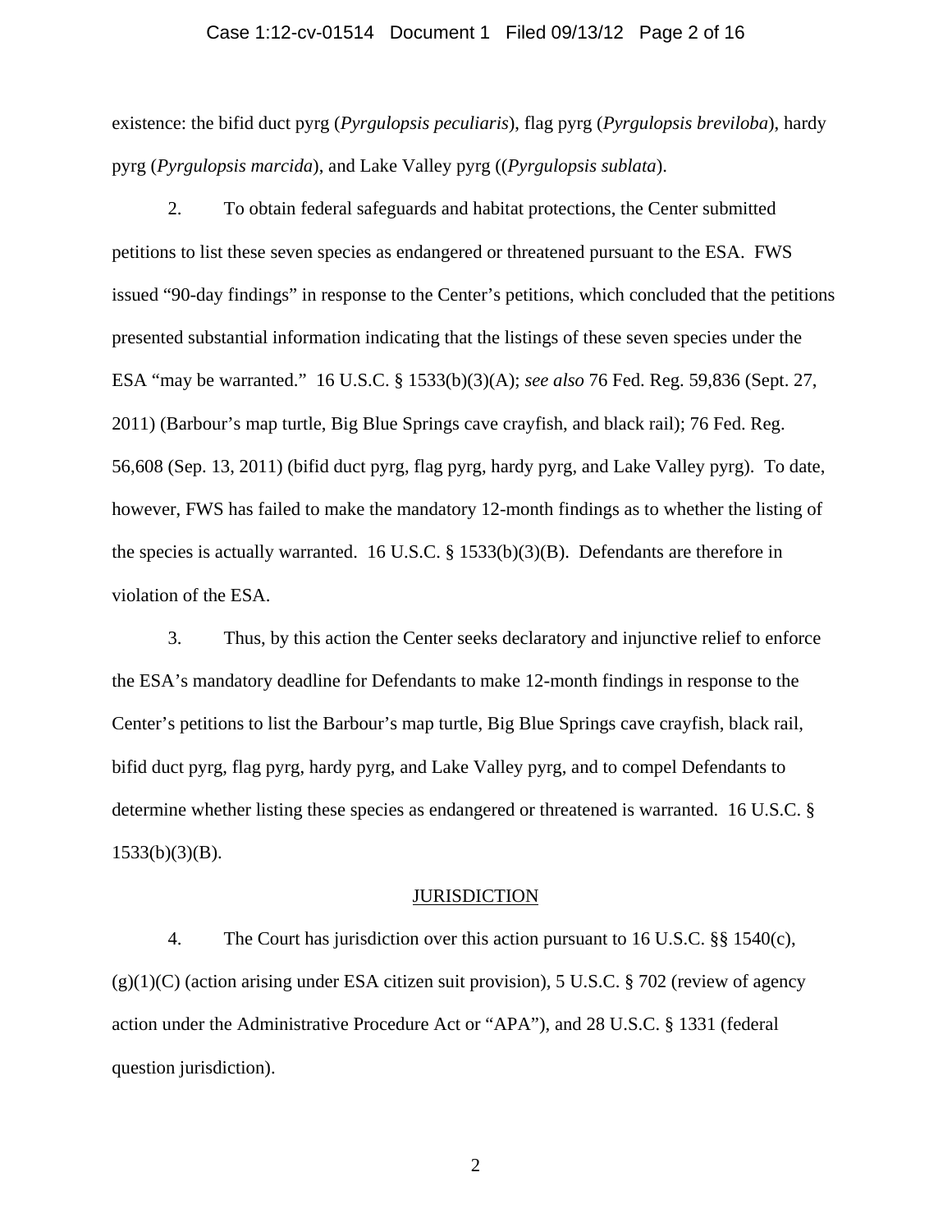existence: the bifid duct pyrg (*Pyrgulopsis peculiaris*), flag pyrg (*Pyrgulopsis breviloba*), hardy pyrg (*Pyrgulopsis marcida*), and Lake Valley pyrg ((*Pyrgulopsis sublata*).

2. To obtain federal safeguards and habitat protections, the Center submitted petitions to list these seven species as endangered or threatened pursuant to the ESA. FWS issued "90-day findings" in response to the Center's petitions, which concluded that the petitions presented substantial information indicating that the listings of these seven species under the ESA "may be warranted." 16 U.S.C. § 1533(b)(3)(A); *see also* 76 Fed. Reg. 59,836 (Sept. 27, 2011) (Barbour's map turtle, Big Blue Springs cave crayfish, and black rail); 76 Fed. Reg. 56,608 (Sep. 13, 2011) (bifid duct pyrg, flag pyrg, hardy pyrg, and Lake Valley pyrg). To date, however, FWS has failed to make the mandatory 12-month findings as to whether the listing of the species is actually warranted. 16 U.S.C. § 1533(b)(3)(B). Defendants are therefore in violation of the ESA.

3. Thus, by this action the Center seeks declaratory and injunctive relief to enforce the ESA's mandatory deadline for Defendants to make 12-month findings in response to the Center's petitions to list the Barbour's map turtle, Big Blue Springs cave crayfish, black rail, bifid duct pyrg, flag pyrg, hardy pyrg, and Lake Valley pyrg, and to compel Defendants to determine whether listing these species as endangered or threatened is warranted. 16 U.S.C. § 1533(b)(3)(B).

## JURISDICTION

4. The Court has jurisdiction over this action pursuant to 16 U.S.C. §§ 1540(c), (g)(1)(C) (action arising under ESA citizen suit provision), 5 U.S.C. § 702 (review of agency action under the Administrative Procedure Act or "APA"), and 28 U.S.C. § 1331 (federal question jurisdiction).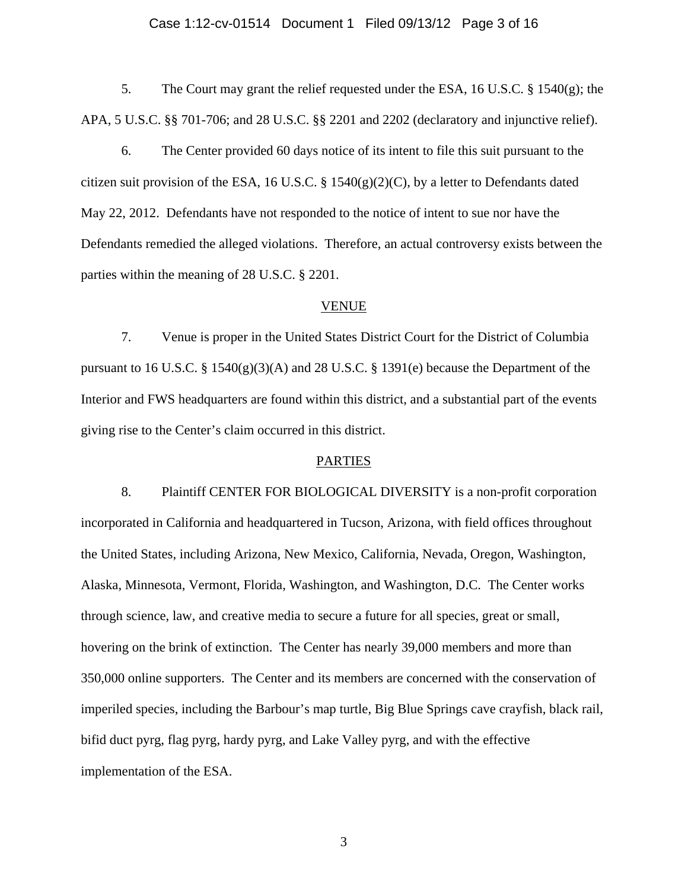5. The Court may grant the relief requested under the ESA, 16 U.S.C. § 1540(g); the APA, 5 U.S.C. §§ 701-706; and 28 U.S.C. §§ 2201 and 2202 (declaratory and injunctive relief).

6. The Center provided 60 days notice of its intent to file this suit pursuant to the citizen suit provision of the ESA, 16 U.S.C. § 1540(g)(2)(C), by a letter to Defendants dated May 22, 2012. Defendants have not responded to the notice of intent to sue nor have the Defendants remedied the alleged violations. Therefore, an actual controversy exists between the parties within the meaning of 28 U.S.C. § 2201.

## VENUE

7. Venue is proper in the United States District Court for the District of Columbia pursuant to 16 U.S.C. § 1540(g)(3)(A) and 28 U.S.C. § 1391(e) because the Department of the Interior and FWS headquarters are found within this district, and a substantial part of the events giving rise to the Center's claim occurred in this district.

## PARTIES

8. Plaintiff CENTER FOR BIOLOGICAL DIVERSITY is a non-profit corporation incorporated in California and headquartered in Tucson, Arizona, with field offices throughout the United States, including Arizona, New Mexico, California, Nevada, Oregon, Washington, Alaska, Minnesota, Vermont, Florida, Washington, and Washington, D.C. The Center works through science, law, and creative media to secure a future for all species, great or small, hovering on the brink of extinction. The Center has nearly 39,000 members and more than 350,000 online supporters. The Center and its members are concerned with the conservation of imperiled species, including the Barbour's map turtle, Big Blue Springs cave crayfish, black rail, bifid duct pyrg, flag pyrg, hardy pyrg, and Lake Valley pyrg, and with the effective implementation of the ESA.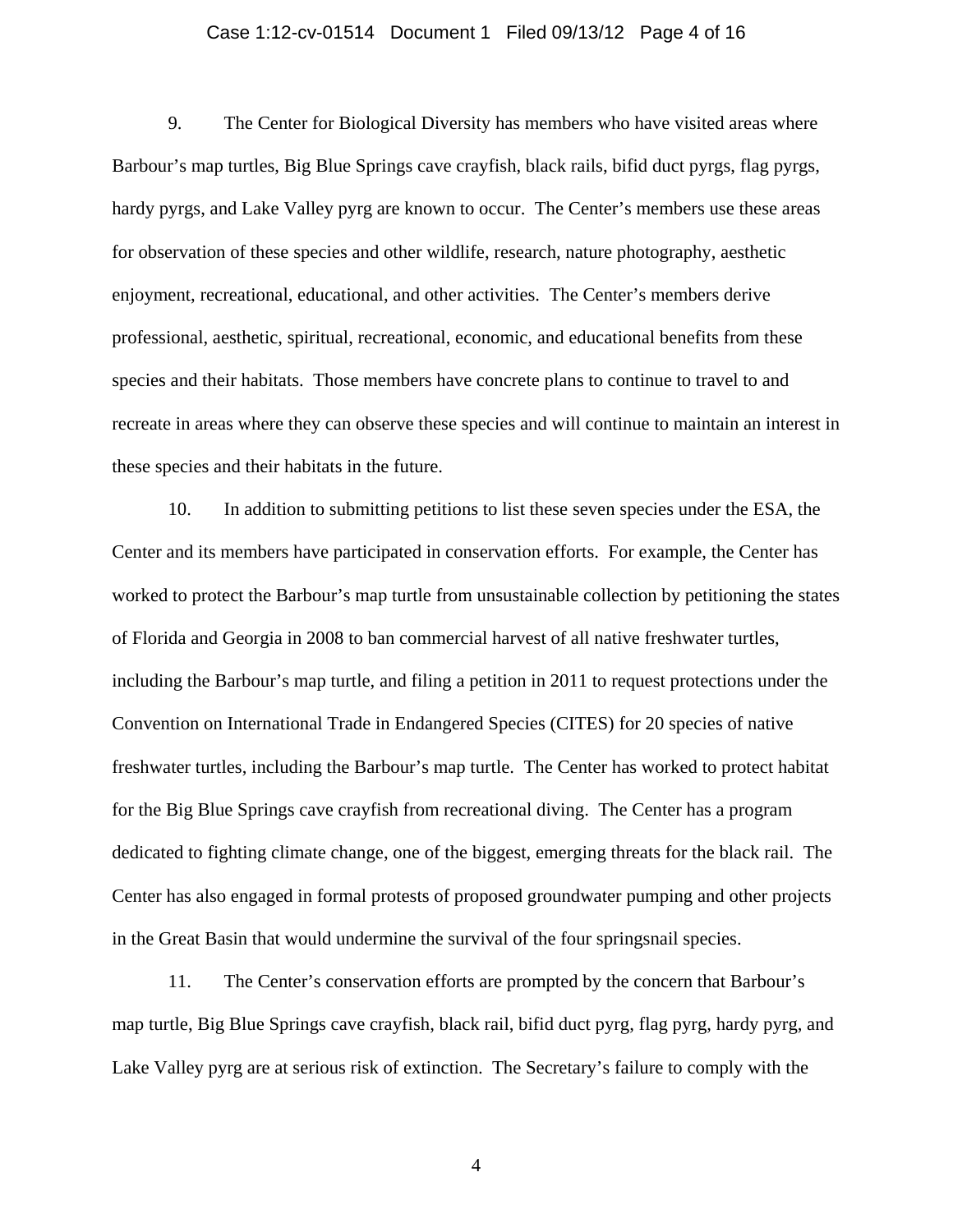9. The Center for Biological Diversity has members who have visited areas where Barbour's map turtles, Big Blue Springs cave crayfish, black rails, bifid duct pyrgs, flag pyrgs, hardy pyrgs, and Lake Valley pyrg are known to occur. The Center's members use these areas for observation of these species and other wildlife, research, nature photography, aesthetic enjoyment, recreational, educational, and other activities. The Center's members derive professional, aesthetic, spiritual, recreational, economic, and educational benefits from these species and their habitats. Those members have concrete plans to continue to travel to and recreate in areas where they can observe these species and will continue to maintain an interest in these species and their habitats in the future.

10. In addition to submitting petitions to list these seven species under the ESA, the Center and its members have participated in conservation efforts. For example, the Center has worked to protect the Barbour's map turtle from unsustainable collection by petitioning the states of Florida and Georgia in 2008 to ban commercial harvest of all native freshwater turtles, including the Barbour's map turtle, and filing a petition in 2011 to request protections under the Convention on International Trade in Endangered Species (CITES) for 20 species of native freshwater turtles, including the Barbour's map turtle. The Center has worked to protect habitat for the Big Blue Springs cave crayfish from recreational diving. The Center has a program dedicated to fighting climate change, one of the biggest, emerging threats for the black rail. The Center has also engaged in formal protests of proposed groundwater pumping and other projects in the Great Basin that would undermine the survival of the four springsnail species.

11. The Center's conservation efforts are prompted by the concern that Barbour's map turtle, Big Blue Springs cave crayfish, black rail, bifid duct pyrg, flag pyrg, hardy pyrg, and Lake Valley pyrg are at serious risk of extinction. The Secretary's failure to comply with the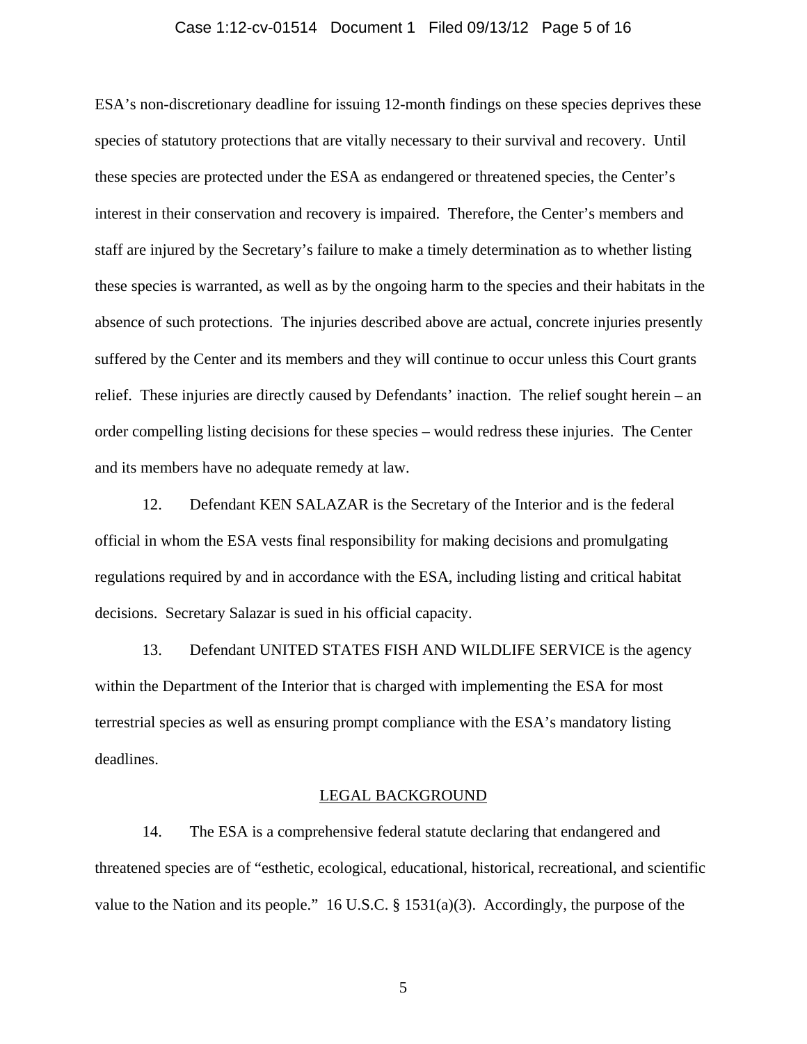ESA's non-discretionary deadline for issuing 12-month findings on these species deprives these species of statutory protections that are vitally necessary to their survival and recovery. Until these species are protected under the ESA as endangered or threatened species, the Center's interest in their conservation and recovery is impaired. Therefore, the Center's members and staff are injured by the Secretary's failure to make a timely determination as to whether listing these species is warranted, as well as by the ongoing harm to the species and their habitats in the absence of such protections. The injuries described above are actual, concrete injuries presently suffered by the Center and its members and they will continue to occur unless this Court grants relief. These injuries are directly caused by Defendants' inaction. The relief sought herein – an order compelling listing decisions for these species – would redress these injuries. The Center and its members have no adequate remedy at law.

12. Defendant KEN SALAZAR is the Secretary of the Interior and is the federal official in whom the ESA vests final responsibility for making decisions and promulgating regulations required by and in accordance with the ESA, including listing and critical habitat decisions. Secretary Salazar is sued in his official capacity.

13. Defendant UNITED STATES FISH AND WILDLIFE SERVICE is the agency within the Department of the Interior that is charged with implementing the ESA for most terrestrial species as well as ensuring prompt compliance with the ESA's mandatory listing deadlines.

## LEGAL BACKGROUND

14. The ESA is a comprehensive federal statute declaring that endangered and threatened species are of "esthetic, ecological, educational, historical, recreational, and scientific value to the Nation and its people." 16 U.S.C. § 1531(a)(3). Accordingly, the purpose of the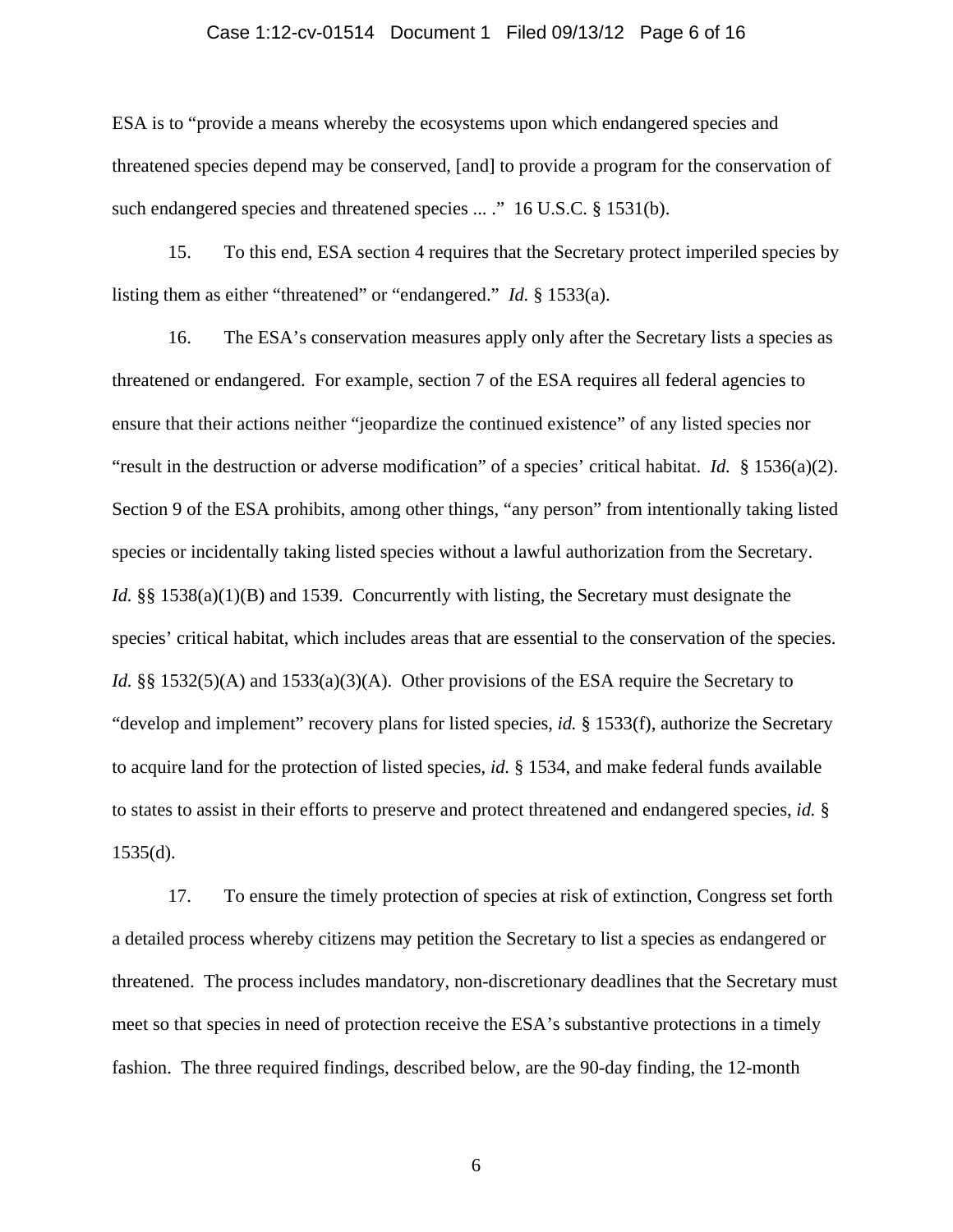ESA is to "provide a means whereby the ecosystems upon which endangered species and threatened species depend may be conserved, [and] to provide a program for the conservation of such endangered species and threatened species ... ." 16 U.S.C. § 1531(b).

15. To this end, ESA section 4 requires that the Secretary protect imperiled species by listing them as either "threatened" or "endangered." *Id.* § 1533(a).

16. The ESA's conservation measures apply only after the Secretary lists a species as threatened or endangered. For example, section 7 of the ESA requires all federal agencies to ensure that their actions neither "jeopardize the continued existence" of any listed species nor "result in the destruction or adverse modification" of a species' critical habitat. *Id.* § 1536(a)(2). Section 9 of the ESA prohibits, among other things, "any person" from intentionally taking listed species or incidentally taking listed species without a lawful authorization from the Secretary. *Id.* §§ 1538(a)(1)(B) and 1539. Concurrently with listing, the Secretary must designate the species' critical habitat, which includes areas that are essential to the conservation of the species. *Id.* §§ 1532(5)(A) and 1533(a)(3)(A). Other provisions of the ESA require the Secretary to "develop and implement" recovery plans for listed species, *id.* § 1533(f), authorize the Secretary to acquire land for the protection of listed species, *id.* § 1534, and make federal funds available to states to assist in their efforts to preserve and protect threatened and endangered species, *id.* § 1535(d).

17. To ensure the timely protection of species at risk of extinction, Congress set forth a detailed process whereby citizens may petition the Secretary to list a species as endangered or threatened. The process includes mandatory, non-discretionary deadlines that the Secretary must meet so that species in need of protection receive the ESA's substantive protections in a timely fashion. The three required findings, described below, are the 90-day finding, the 12-month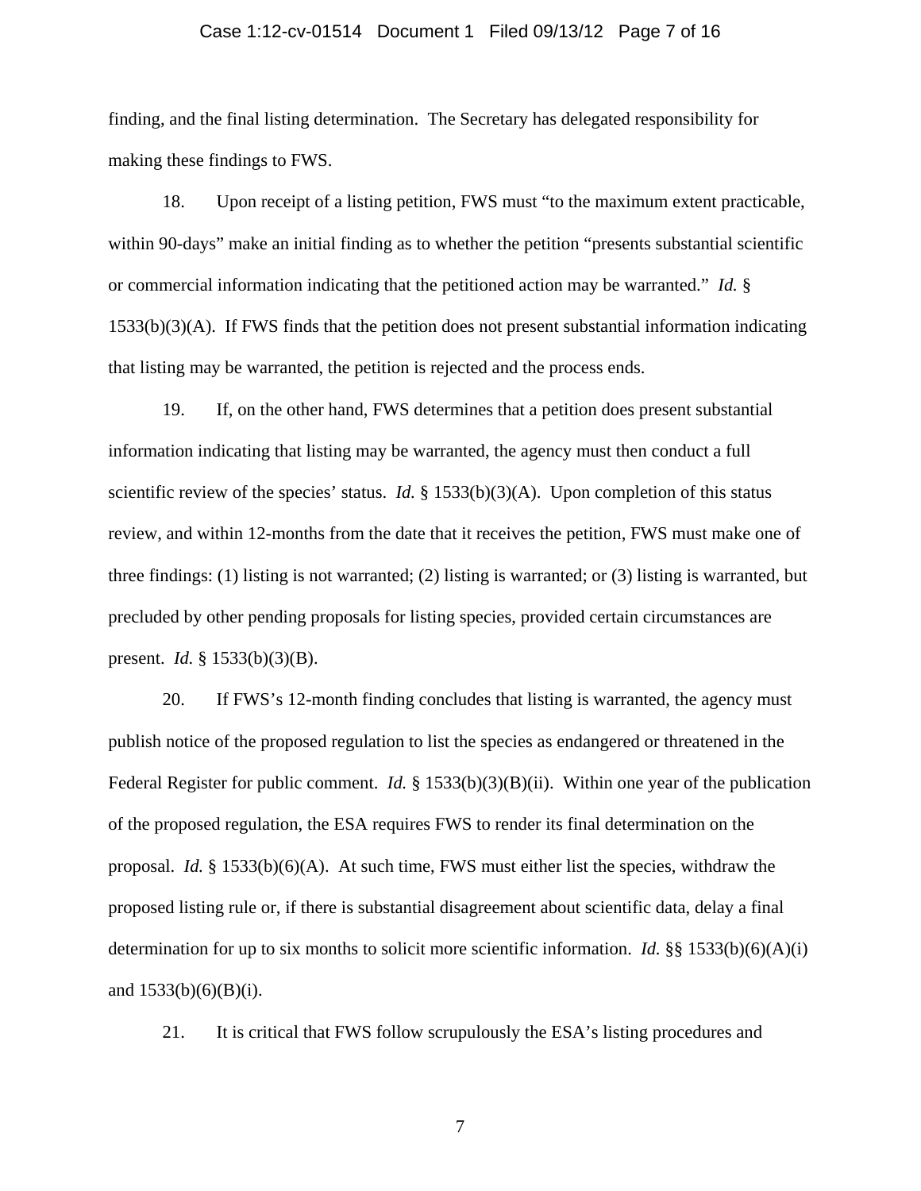finding, and the final listing determination. The Secretary has delegated responsibility for making these findings to FWS.

18. Upon receipt of a listing petition, FWS must "to the maximum extent practicable, within 90-days" make an initial finding as to whether the petition "presents substantial scientific or commercial information indicating that the petitioned action may be warranted." *Id.* § 1533(b)(3)(A). If FWS finds that the petition does not present substantial information indicating that listing may be warranted, the petition is rejected and the process ends.

19. If, on the other hand, FWS determines that a petition does present substantial information indicating that listing may be warranted, the agency must then conduct a full scientific review of the species' status. *Id.* § 1533(b)(3)(A). Upon completion of this status review, and within 12-months from the date that it receives the petition, FWS must make one of three findings: (1) listing is not warranted; (2) listing is warranted; or (3) listing is warranted, but precluded by other pending proposals for listing species, provided certain circumstances are present. *Id.* § 1533(b)(3)(B).

20. If FWS's 12-month finding concludes that listing is warranted, the agency must publish notice of the proposed regulation to list the species as endangered or threatened in the Federal Register for public comment. *Id.* § 1533(b)(3)(B)(ii). Within one year of the publication of the proposed regulation, the ESA requires FWS to render its final determination on the proposal. *Id.* § 1533(b)(6)(A). At such time, FWS must either list the species, withdraw the proposed listing rule or, if there is substantial disagreement about scientific data, delay a final determination for up to six months to solicit more scientific information. *Id.* §§ 1533(b)(6)(A)(i) and 1533(b)(6)(B)(i).

21. It is critical that FWS follow scrupulously the ESA's listing procedures and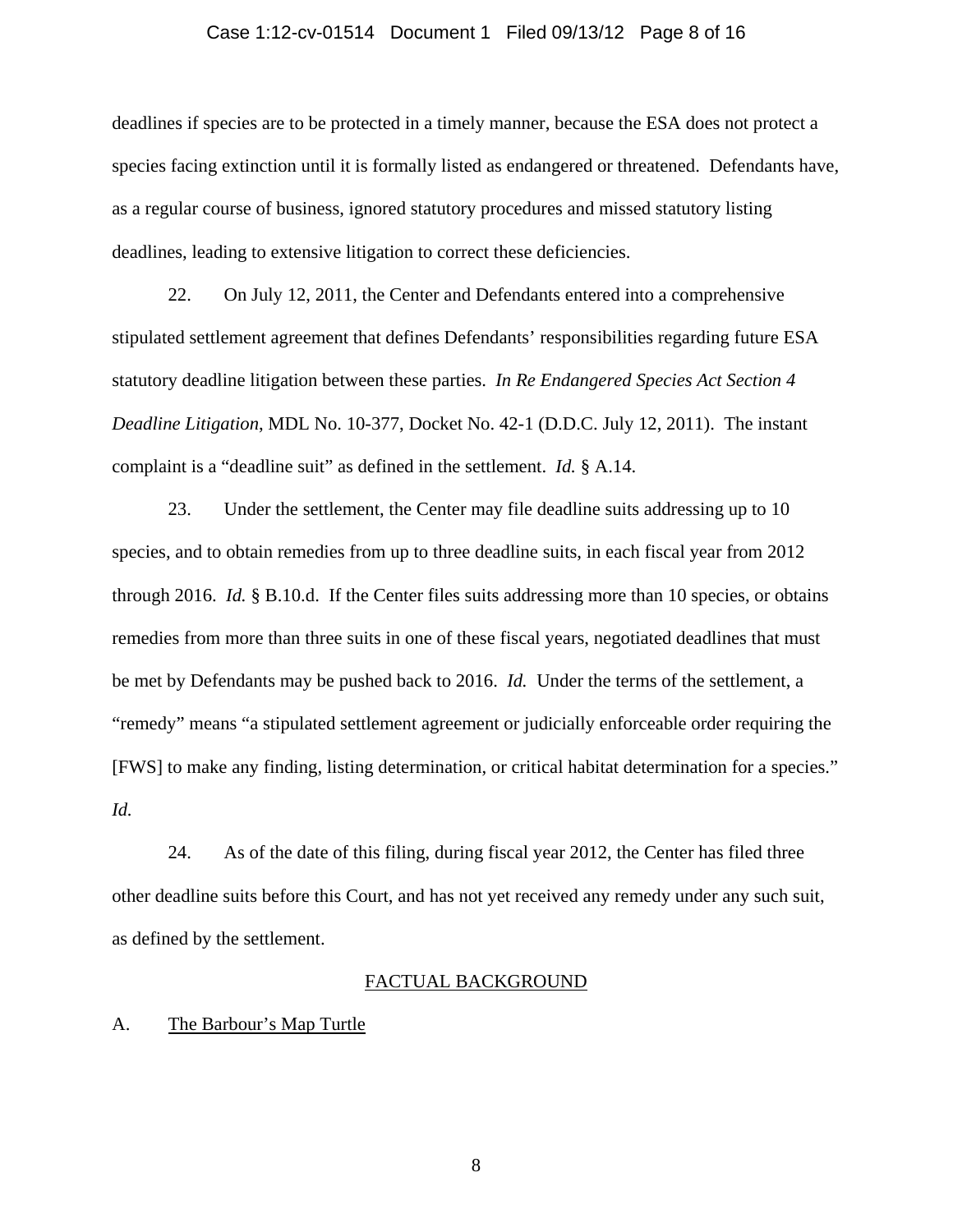deadlines if species are to be protected in a timely manner, because the ESA does not protect a species facing extinction until it is formally listed as endangered or threatened. Defendants have, as a regular course of business, ignored statutory procedures and missed statutory listing deadlines, leading to extensive litigation to correct these deficiencies.

22. On July 12, 2011, the Center and Defendants entered into a comprehensive stipulated settlement agreement that defines Defendants' responsibilities regarding future ESA statutory deadline litigation between these parties. *In Re Endangered Species Act Section 4 Deadline Litigation*, MDL No. 10-377, Docket No. 42-1 (D.D.C. July 12, 2011). The instant complaint is a "deadline suit" as defined in the settlement. *Id.* § A.14.

23. Under the settlement, the Center may file deadline suits addressing up to 10 species, and to obtain remedies from up to three deadline suits, in each fiscal year from 2012 through 2016. *Id.* § B.10.d. If the Center files suits addressing more than 10 species, or obtains remedies from more than three suits in one of these fiscal years, negotiated deadlines that must be met by Defendants may be pushed back to 2016. *Id.* Under the terms of the settlement, a "remedy" means "a stipulated settlement agreement or judicially enforceable order requiring the [FWS] to make any finding, listing determination, or critical habitat determination for a species." *Id.*

24. As of the date of this filing, during fiscal year 2012, the Center has filed three other deadline suits before this Court, and has not yet received any remedy under any such suit, as defined by the settlement.

## FACTUAL BACKGROUND

### A. The Barbour's Map Turtle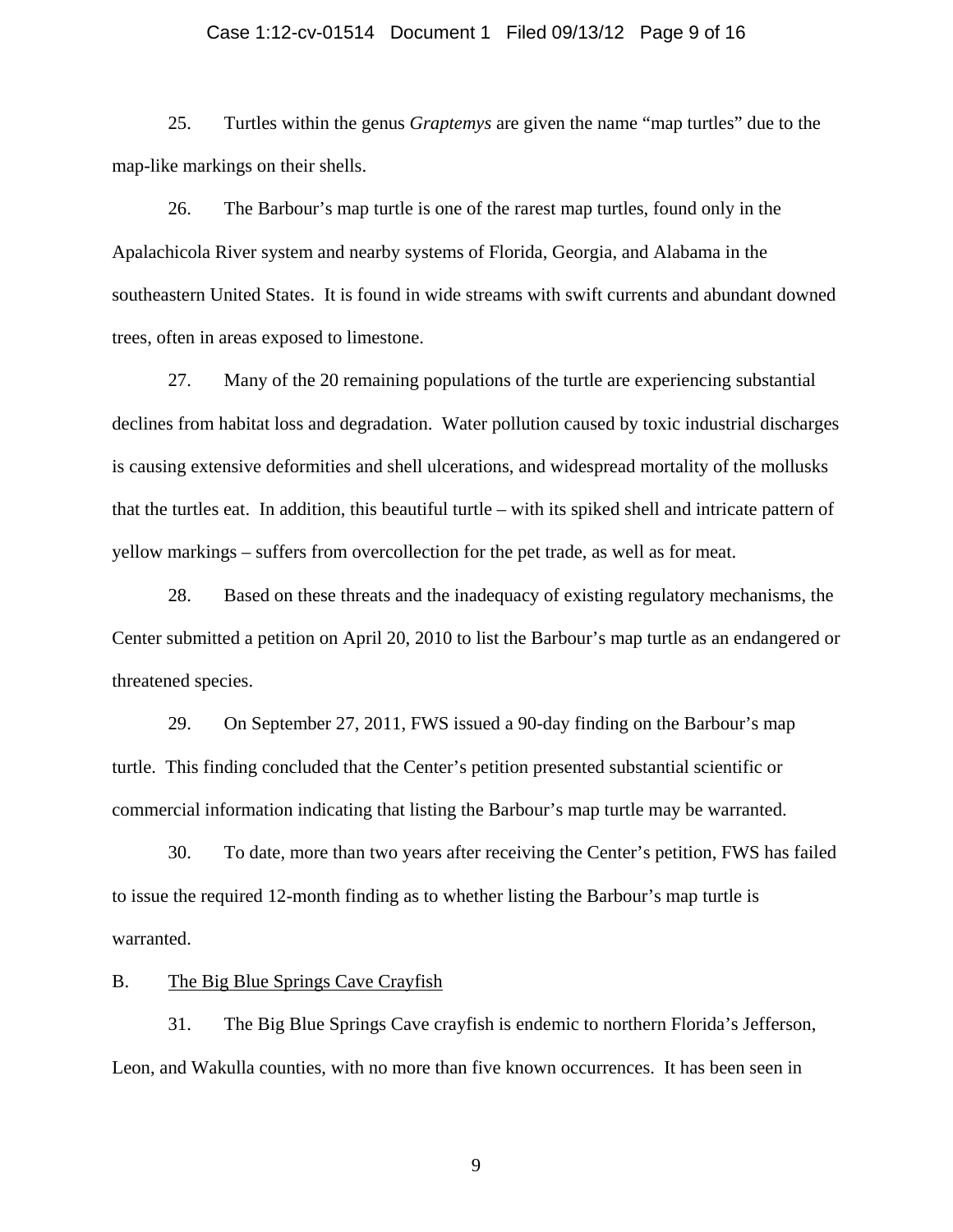25. Turtles within the genus *Graptemys* are given the name "map turtles" due to the map-like markings on their shells.

26. The Barbour's map turtle is one of the rarest map turtles, found only in the Apalachicola River system and nearby systems of Florida, Georgia, and Alabama in the southeastern United States. It is found in wide streams with swift currents and abundant downed trees, often in areas exposed to limestone.

27. Many of the 20 remaining populations of the turtle are experiencing substantial declines from habitat loss and degradation. Water pollution caused by toxic industrial discharges is causing extensive deformities and shell ulcerations, and widespread mortality of the mollusks that the turtles eat. In addition, this beautiful turtle – with its spiked shell and intricate pattern of yellow markings – suffers from overcollection for the pet trade, as well as for meat.

28. Based on these threats and the inadequacy of existing regulatory mechanisms, the Center submitted a petition on April 20, 2010 to list the Barbour's map turtle as an endangered or threatened species.

29. On September 27, 2011, FWS issued a 90-day finding on the Barbour's map turtle. This finding concluded that the Center's petition presented substantial scientific or commercial information indicating that listing the Barbour's map turtle may be warranted.

30. To date, more than two years after receiving the Center's petition, FWS has failed to issue the required 12-month finding as to whether listing the Barbour's map turtle is warranted.

B. <u>The Big Blue Springs Cave Crayfish</u>

31. The Big Blue Springs Cave crayfish is endemic to northern Florida's Jefferson, Leon, and Wakulla counties, with no more than five known occurrences. It has been seen in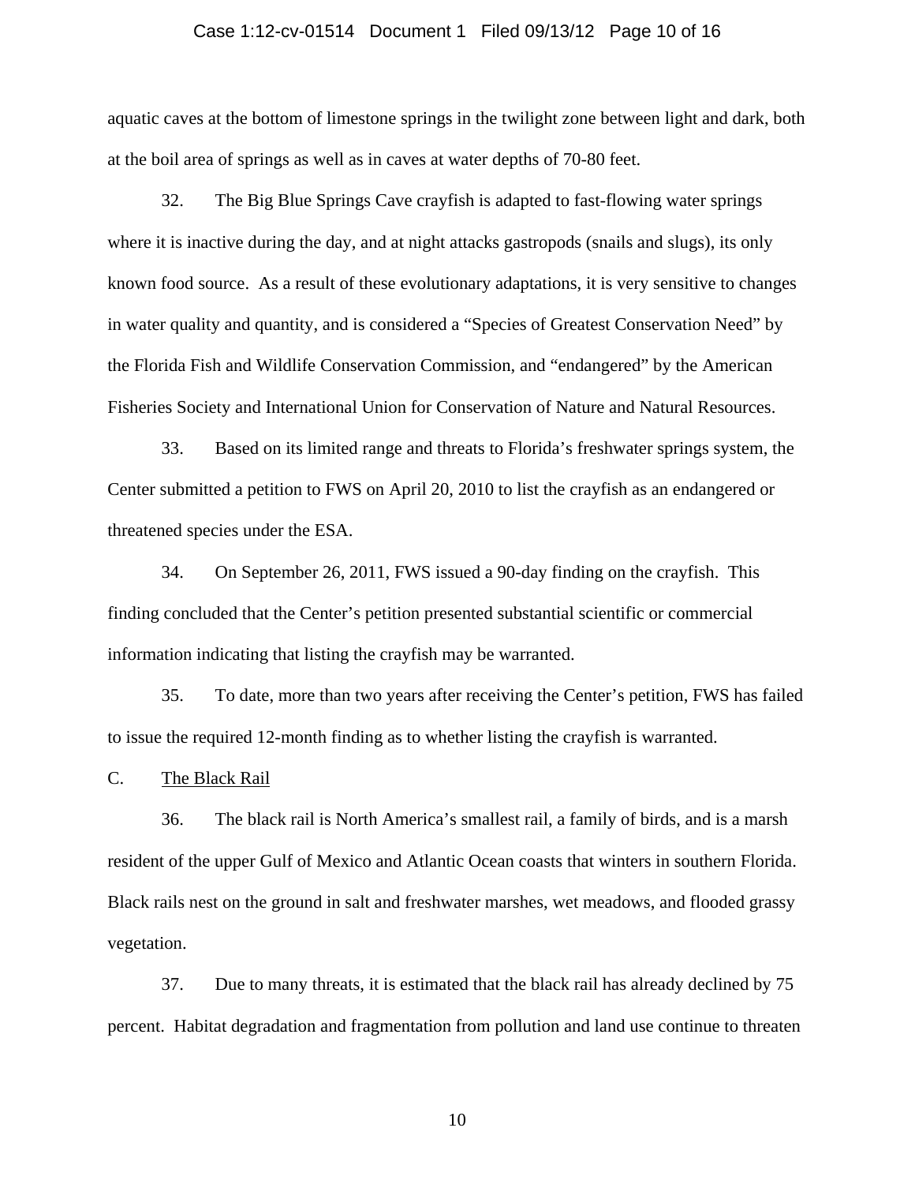aquatic caves at the bottom of limestone springs in the twilight zone between light and dark, both at the boil area of springs as well as in caves at water depths of 70-80 feet.

32. The Big Blue Springs Cave crayfish is adapted to fast-flowing water springs where it is inactive during the day, and at night attacks gastropods (snails and slugs), its only known food source. As a result of these evolutionary adaptations, it is very sensitive to changes in water quality and quantity, and is considered a "Species of Greatest Conservation Need" by the Florida Fish and Wildlife Conservation Commission, and "endangered" by the American Fisheries Society and International Union for Conservation of Nature and Natural Resources.

33. Based on its limited range and threats to Florida's freshwater springs system, the Center submitted a petition to FWS on April 20, 2010 to list the crayfish as an endangered or threatened species under the ESA.

34. On September 26, 2011, FWS issued a 90-day finding on the crayfish. This finding concluded that the Center's petition presented substantial scientific or commercial information indicating that listing the crayfish may be warranted.

35. To date, more than two years after receiving the Center's petition, FWS has failed to issue the required 12-month finding as to whether listing the crayfish is warranted.

C. The Black Rail

36. The black rail is North America's smallest rail, a family of birds, and is a marsh resident of the upper Gulf of Mexico and Atlantic Ocean coasts that winters in southern Florida. Black rails nest on the ground in salt and freshwater marshes, wet meadows, and flooded grassy vegetation.

37. Due to many threats, it is estimated that the black rail has already declined by 75 percent. Habitat degradation and fragmentation from pollution and land use continue to threaten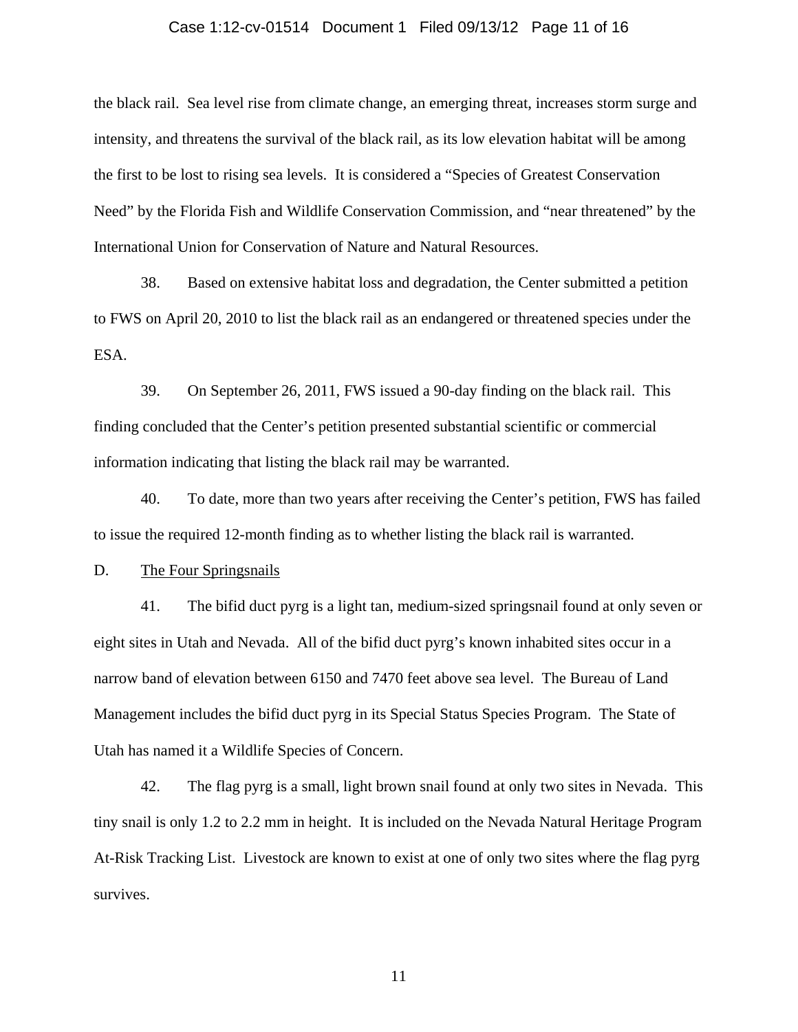the black rail. Sea level rise from climate change, an emerging threat, increases storm surge and intensity, and threatens the survival of the black rail, as its low elevation habitat will be among the first to be lost to rising sea levels. It is considered a "Species of Greatest Conservation Need" by the Florida Fish and Wildlife Conservation Commission, and "near threatened" by the International Union for Conservation of Nature and Natural Resources.

38. Based on extensive habitat loss and degradation, the Center submitted a petition to FWS on April 20, 2010 to list the black rail as an endangered or threatened species under the ESA.

39. On September 26, 2011, FWS issued a 90-day finding on the black rail. This finding concluded that the Center's petition presented substantial scientific or commercial information indicating that listing the black rail may be warranted.

40. To date, more than two years after receiving the Center's petition, FWS has failed to issue the required 12-month finding as to whether listing the black rail is warranted.

D. The Four Springsnails

41. The bifid duct pyrg is a light tan, medium-sized springsnail found at only seven or eight sites in Utah and Nevada. All of the bifid duct pyrg's known inhabited sites occur in a narrow band of elevation between 6150 and 7470 feet above sea level. The Bureau of Land Management includes the bifid duct pyrg in its Special Status Species Program. The State of Utah has named it a Wildlife Species of Concern.

42. The flag pyrg is a small, light brown snail found at only two sites in Nevada. This tiny snail is only 1.2 to 2.2 mm in height. It is included on the Nevada Natural Heritage Program At-Risk Tracking List. Livestock are known to exist at one of only two sites where the flag pyrg survives.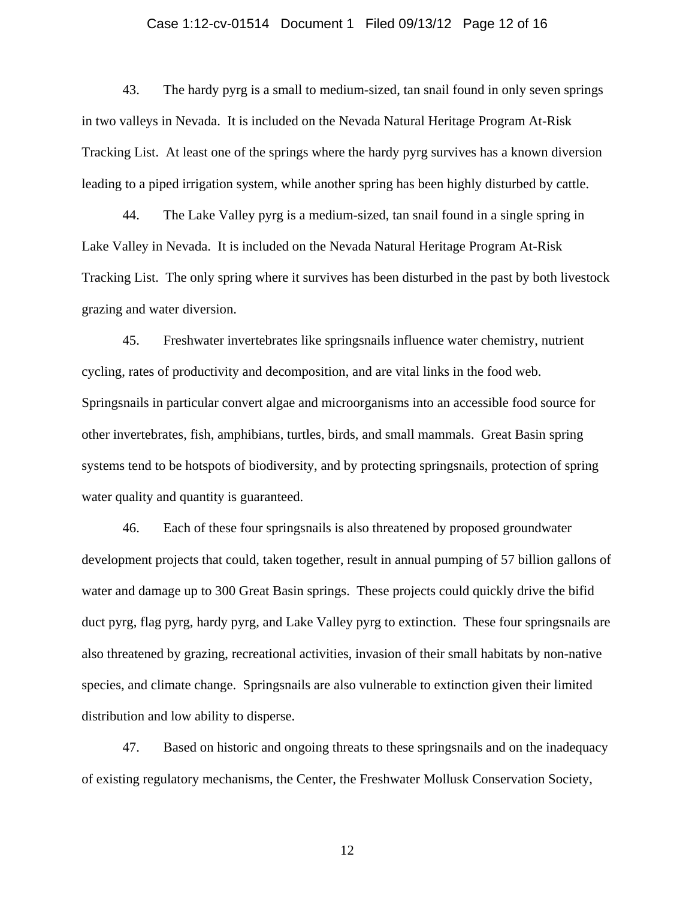43. The hardy pyrg is a small to medium-sized, tan snail found in only seven springs in two valleys in Nevada. It is included on the Nevada Natural Heritage Program At-Risk Tracking List. At least one of the springs where the hardy pyrg survives has a known diversion leading to a piped irrigation system, while another spring has been highly disturbed by cattle.

44. The Lake Valley pyrg is a medium-sized, tan snail found in a single spring in Lake Valley in Nevada. It is included on the Nevada Natural Heritage Program At-Risk Tracking List. The only spring where it survives has been disturbed in the past by both livestock grazing and water diversion.

45. Freshwater invertebrates like springsnails influence water chemistry, nutrient cycling, rates of productivity and decomposition, and are vital links in the food web. Springsnails in particular convert algae and microorganisms into an accessible food source for other invertebrates, fish, amphibians, turtles, birds, and small mammals. Great Basin spring systems tend to be hotspots of biodiversity, and by protecting springsnails, protection of spring water quality and quantity is guaranteed.

46. Each of these four springsnails is also threatened by proposed groundwater development projects that could, taken together, result in annual pumping of 57 billion gallons of water and damage up to 300 Great Basin springs. These projects could quickly drive the bifid duct pyrg, flag pyrg, hardy pyrg, and Lake Valley pyrg to extinction. These four springsnails are also threatened by grazing, recreational activities, invasion of their small habitats by non-native species, and climate change. Springsnails are also vulnerable to extinction given their limited distribution and low ability to disperse.

47. Based on historic and ongoing threats to these springsnails and on the inadequacy of existing regulatory mechanisms, the Center, the Freshwater Mollusk Conservation Society,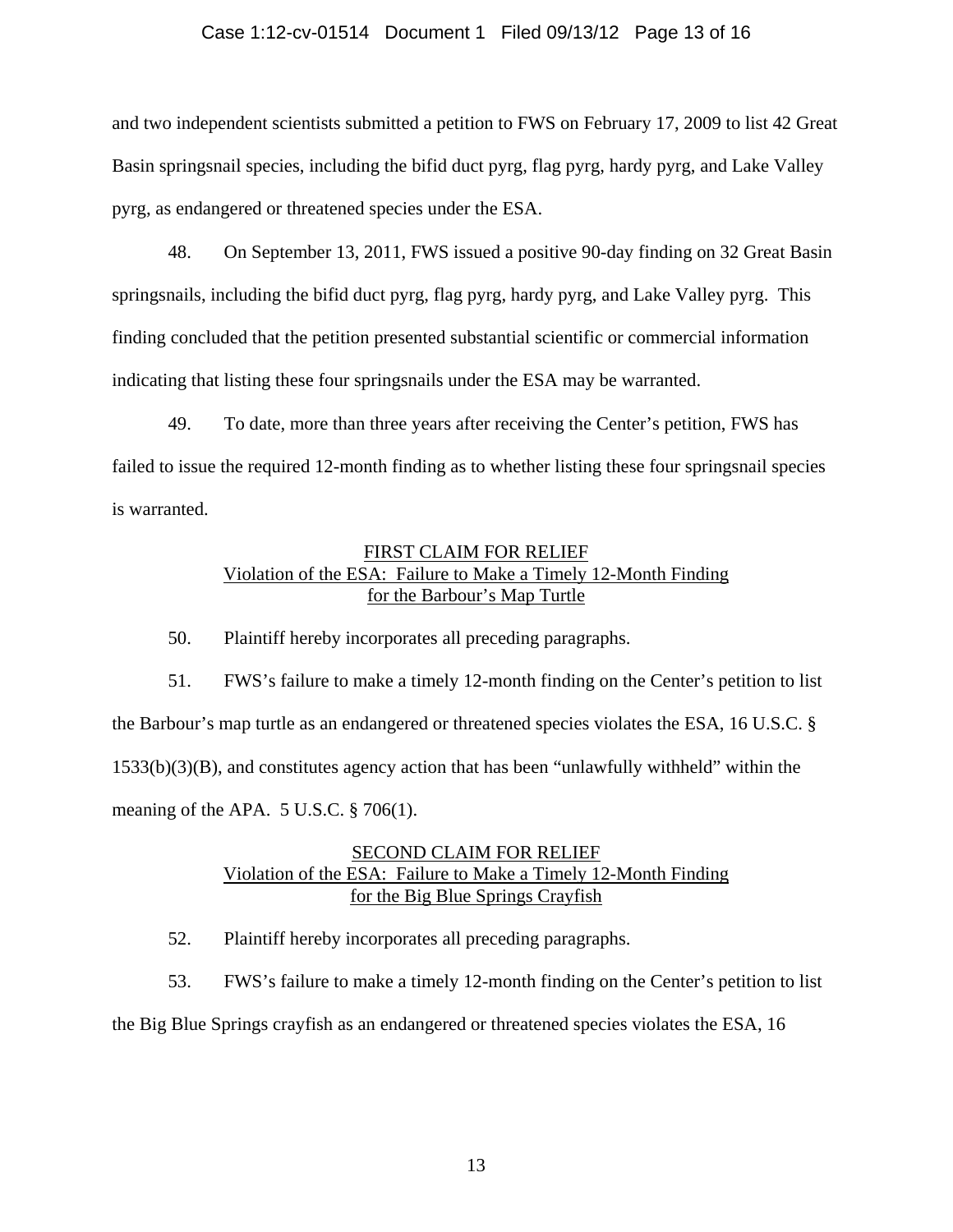and two independent scientists submitted a petition to FWS on February 17, 2009 to list 42 Great Basin springsnail species, including the bifid duct pyrg, flag pyrg, hardy pyrg, and Lake Valley pyrg, as endangered or threatened species under the ESA.

48. On September 13, 2011, FWS issued a positive 90-day finding on 32 Great Basin springsnails, including the bifid duct pyrg, flag pyrg, hardy pyrg, and Lake Valley pyrg. This finding concluded that the petition presented substantial scientific or commercial information indicating that listing these four springsnails under the ESA may be warranted.

49. To date, more than three years after receiving the Center's petition, FWS has failed to issue the required 12-month finding as to whether listing these four springsnail species is warranted.

## FIRST CLAIM FOR RELIEF
## Violation of the ESA: Failure to Make a Timely 12-Month Finding for the Barbour's Map Turtle

50. Plaintiff hereby incorporates all preceding paragraphs.

51. FWS's failure to make a timely 12-month finding on the Center's petition to list the Barbour's map turtle as an endangered or threatened species violates the ESA, 16 U.S.C. § 1533(b)(3)(B), and constitutes agency action that has been "unlawfully withheld" within the meaning of the APA. 5 U.S.C. § 706(1).

## SECOND CLAIM FOR RELIEF
## Violation of the ESA: Failure to Make a Timely 12-Month Finding for the Big Blue Springs Crayfish

52. Plaintiff hereby incorporates all preceding paragraphs.

53. FWS's failure to make a timely 12-month finding on the Center's petition to list the Big Blue Springs crayfish as an endangered or threatened species violates the ESA, 16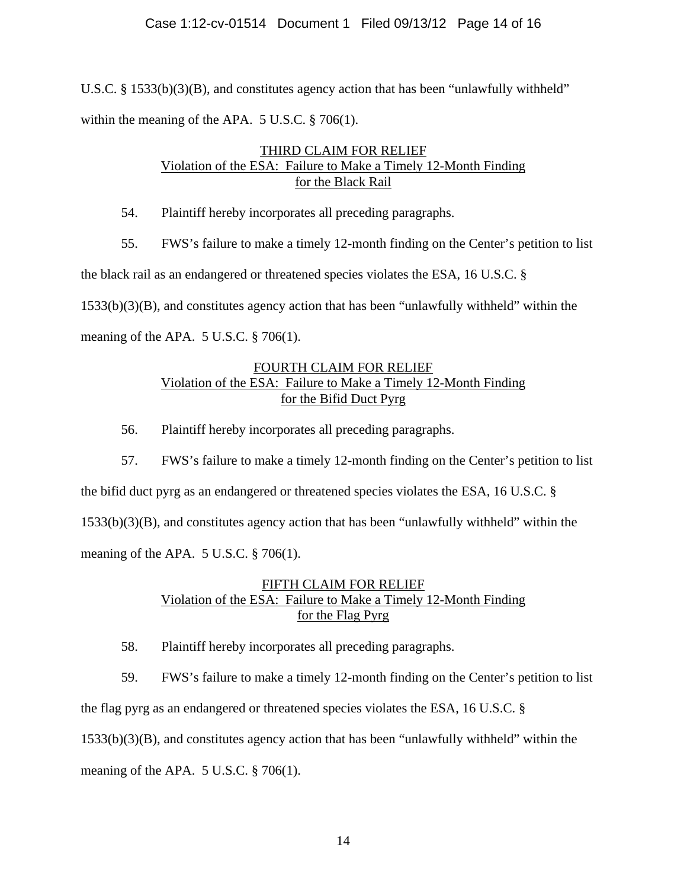U.S.C. § 1533(b)(3)(B), and constitutes agency action that has been "unlawfully withheld" within the meaning of the APA. 5 U.S.C. § 706(1).

## THIRD CLAIM FOR RELIEF
## Violation of the ESA: Failure to Make a Timely 12-Month Finding for the Black Rail

54. Plaintiff hereby incorporates all preceding paragraphs.

55. FWS's failure to make a timely 12-month finding on the Center's petition to list the black rail as an endangered or threatened species violates the ESA, 16 U.S.C. § 1533(b)(3)(B), and constitutes agency action that has been "unlawfully withheld" within the meaning of the APA. 5 U.S.C. § 706(1).

## FOURTH CLAIM FOR RELIEF
## Violation of the ESA: Failure to Make a Timely 12-Month Finding for the Bifid Duct Pyrg

56. Plaintiff hereby incorporates all preceding paragraphs.

57. FWS's failure to make a timely 12-month finding on the Center's petition to list the bifid duct pyrg as an endangered or threatened species violates the ESA, 16 U.S.C. § 1533(b)(3)(B), and constitutes agency action that has been "unlawfully withheld" within the meaning of the APA. 5 U.S.C. § 706(1).

## FIFTH CLAIM FOR RELIEF
## Violation of the ESA: Failure to Make a Timely 12-Month Finding for the Flag Pyrg

58. Plaintiff hereby incorporates all preceding paragraphs.

59. FWS's failure to make a timely 12-month finding on the Center's petition to list the flag pyrg as an endangered or threatened species violates the ESA, 16 U.S.C. § 1533(b)(3)(B), and constitutes agency action that has been "unlawfully withheld" within the meaning of the APA. 5 U.S.C. § 706(1).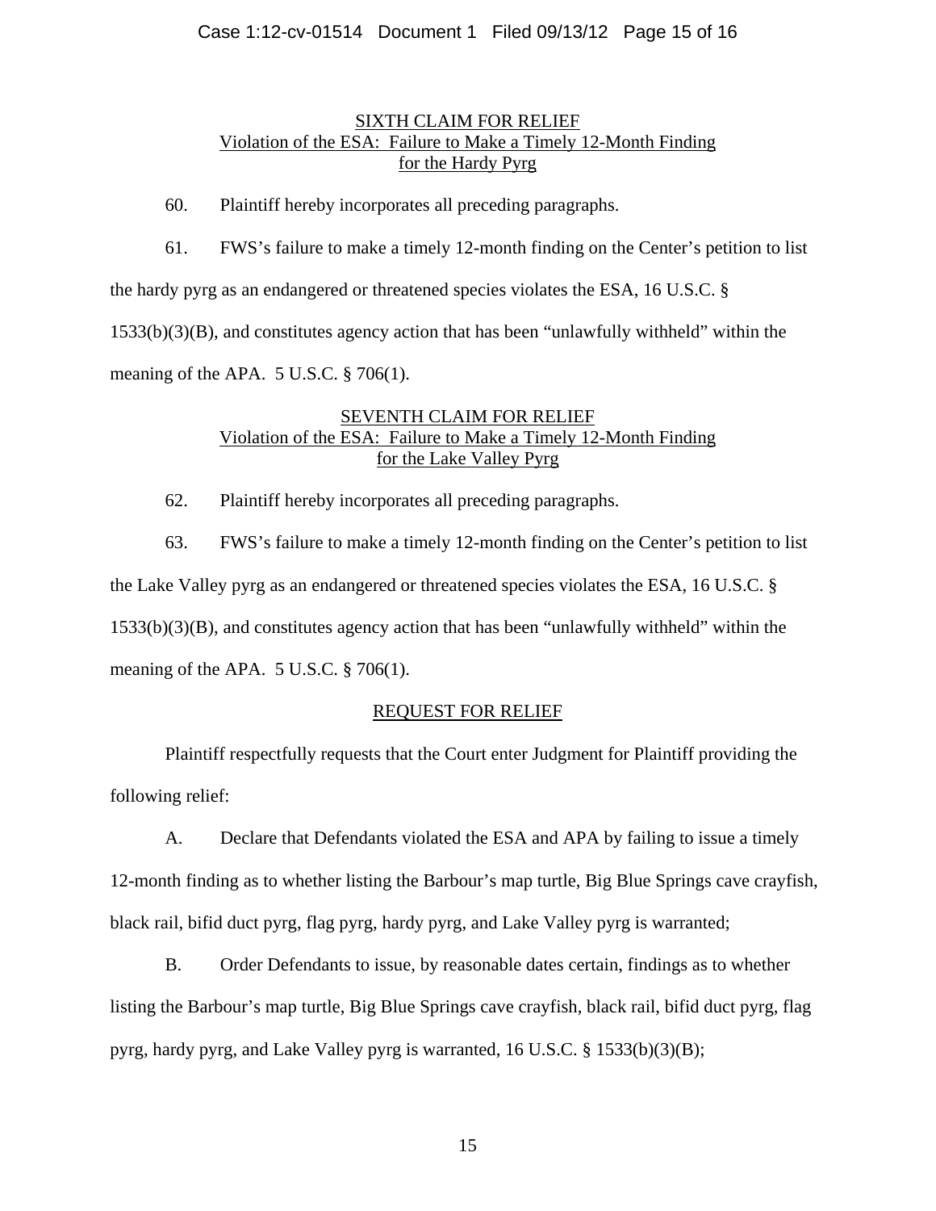## SIXTH CLAIM FOR RELIEF
## Violation of the ESA: Failure to Make a Timely 12-Month Finding for the Hardy Pyrg

60. Plaintiff hereby incorporates all preceding paragraphs.

61. FWS's failure to make a timely 12-month finding on the Center's petition to list the hardy pyrg as an endangered or threatened species violates the ESA, 16 U.S.C. § 1533(b)(3)(B), and constitutes agency action that has been "unlawfully withheld" within the meaning of the APA. 5 U.S.C. § 706(1).

## SEVENTH CLAIM FOR RELIEF
## Violation of the ESA: Failure to Make a Timely 12-Month Finding for the Lake Valley Pyrg

62. Plaintiff hereby incorporates all preceding paragraphs.

63. FWS's failure to make a timely 12-month finding on the Center's petition to list the Lake Valley pyrg as an endangered or threatened species violates the ESA, 16 U.S.C. § 1533(b)(3)(B), and constitutes agency action that has been "unlawfully withheld" within the meaning of the APA. 5 U.S.C. § 706(1).

## REQUEST FOR RELIEF

Plaintiff respectfully requests that the Court enter Judgment for Plaintiff providing the following relief:

A. Declare that Defendants violated the ESA and APA by failing to issue a timely 12-month finding as to whether listing the Barbour's map turtle, Big Blue Springs cave crayfish, black rail, bifid duct pyrg, flag pyrg, hardy pyrg, and Lake Valley pyrg is warranted;

B. Order Defendants to issue, by reasonable dates certain, findings as to whether listing the Barbour's map turtle, Big Blue Springs cave crayfish, black rail, bifid duct pyrg, flag pyrg, hardy pyrg, and Lake Valley pyrg is warranted, 16 U.S.C. § 1533(b)(3)(B);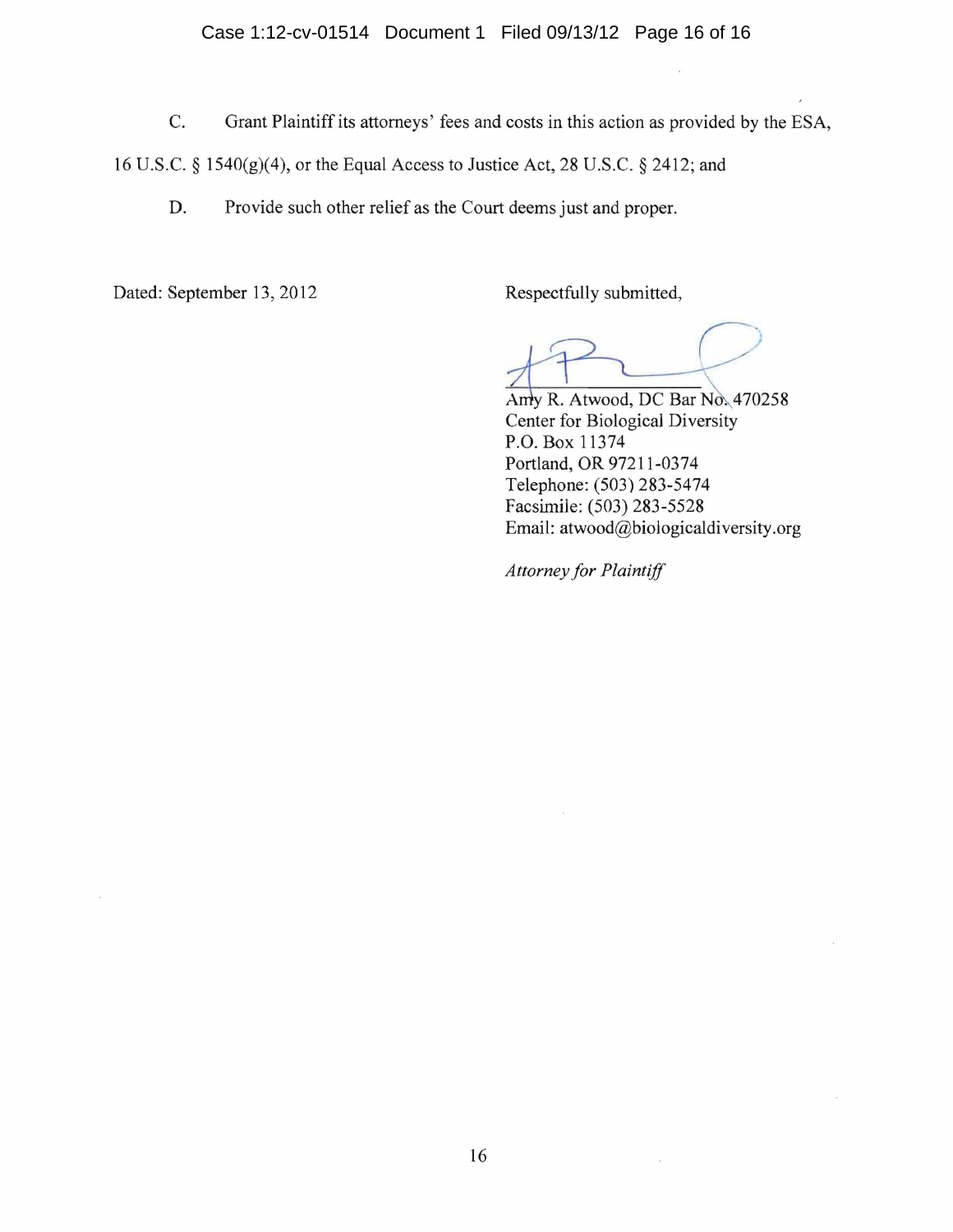C. Grant Plaintiff its attorneys' fees and costs in this action as provided by the ESA, 16 U.S.C. § 1540(g)(4), or the Equal Access to Justice Act, 28 U.S.C. § 2412; and

D. Provide such other relief as the Court deems just and proper.

Dated: September 13, 2012

Respectfully submitted,

Amy R. Atwood, DC Bar No. 470258
Center for Biological Diversity
P.O. Box 11374
Portland, OR 97211-0374
Telephone: (503) 283-5474
Facsimile: (503) 283-5528
Email: atwood@biologicaldiversity.org

*Attorney for Plaintiff*